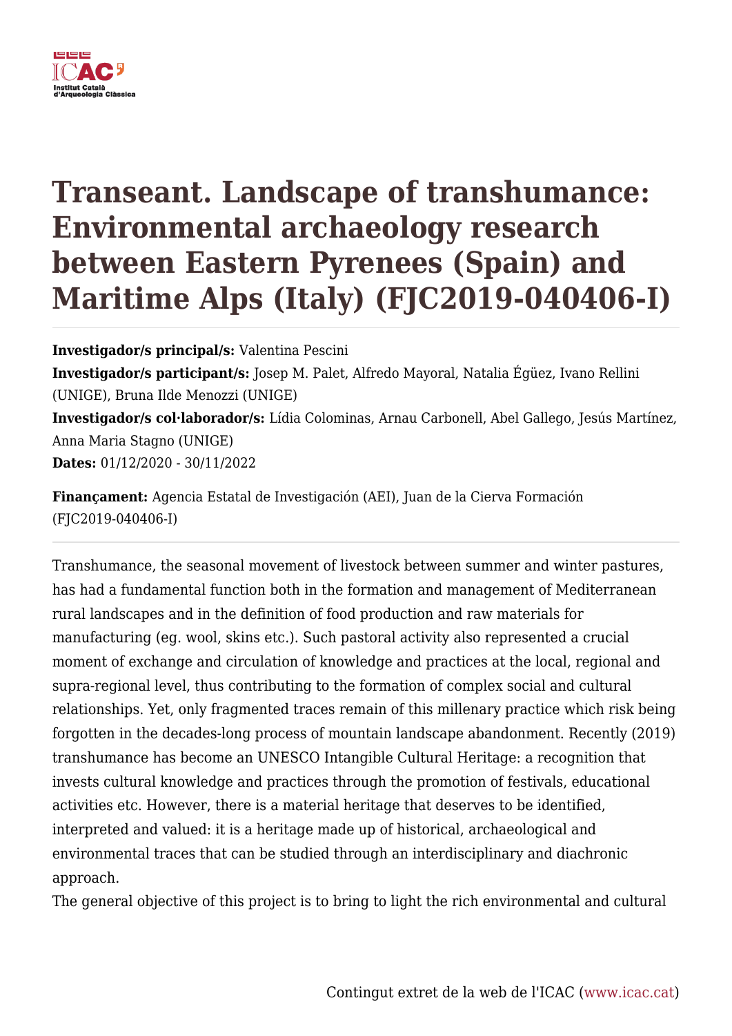# Transeant. Landscape of transhumance: Environmental archaeology research between Eastern Pyrenees (Spain) and Maritime Alps (Italy) (FJC2019-040406-I)

**Investigador/s principal/s:** Valentina Pescini

**Investigador/s participant/s:** Josep M. Palet, Alfredo Mayoral, Natalia Égüez, Ivano Rellini (UNIGE), Bruna Ilde Menozzi (UNIGE)

**Investigador/s col·laborador/s:** Lídia Colominas, Arnau Carbonell, Abel Gallego, Jesús Martínez, Anna Maria Stagno (UNIGE)

**Dates:** 01/12/2020 - 30/11/2022

**Finançament:** Agencia Estatal de Investigación (AEI), Juan de la Cierva Formación (FJC2019-040406-I)

---

Transhumance, the seasonal movement of livestock between summer and winter pastures, has had a fundamental function both in the formation and management of Mediterranean rural landscapes and in the definition of food production and raw materials for manufacturing (eg. wool, skins etc.). Such pastoral activity also represented a crucial moment of exchange and circulation of knowledge and practices at the local, regional and supra-regional level, thus contributing to the formation of complex social and cultural relationships. Yet, only fragmented traces remain of this millenary practice which risk being forgotten in the decades-long process of mountain landscape abandonment. Recently (2019) transhumance has become an UNESCO Intangible Cultural Heritage: a recognition that invests cultural knowledge and practices through the promotion of festivals, educational activities etc. However, there is a material heritage that deserves to be identified, interpreted and valued: it is a heritage made up of historical, archaeological and environmental traces that can be studied through an interdisciplinary and diachronic approach.

The general objective of this project is to bring to light the rich environmental and cultural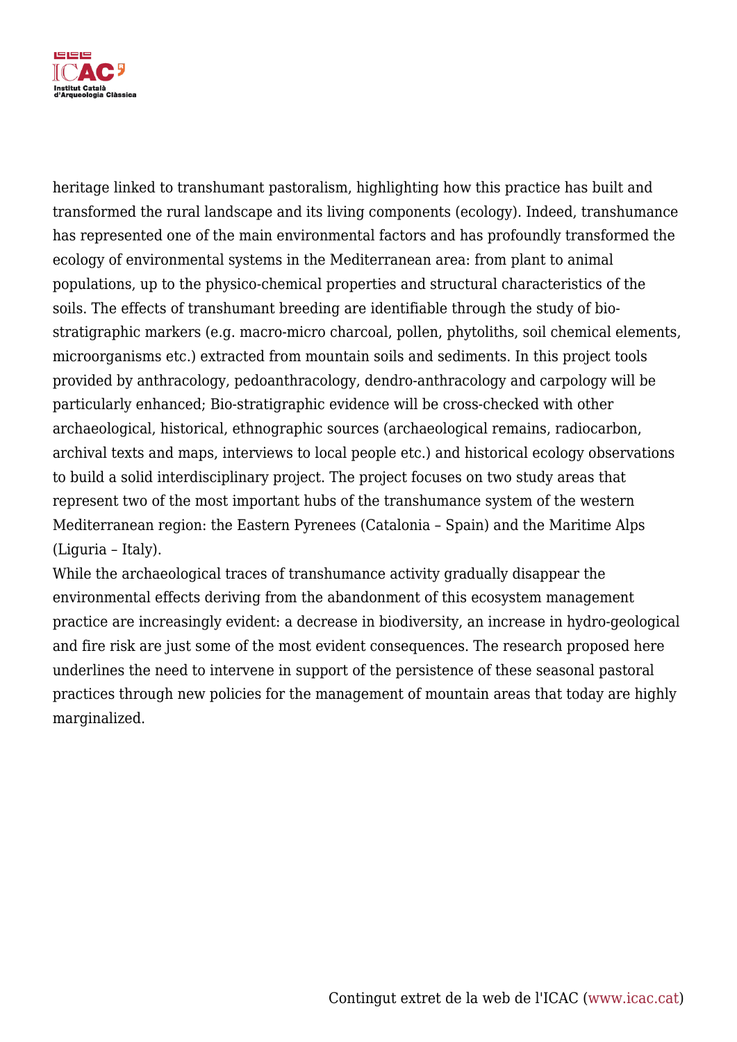heritage linked to transhumant pastoralism, highlighting how this practice has built and transformed the rural landscape and its living components (ecology). Indeed, transhumance has represented one of the main environmental factors and has profoundly transformed the ecology of environmental systems in the Mediterranean area: from plant to animal populations, up to the physico-chemical properties and structural characteristics of the soils. The effects of transhumant breeding are identifiable through the study of bio-stratigraphic markers (e.g. macro-micro charcoal, pollen, phytoliths, soil chemical elements, microorganisms etc.) extracted from mountain soils and sediments. In this project tools provided by anthracology, pedoanthracology, dendro-anthracology and carpology will be particularly enhanced; Bio-stratigraphic evidence will be cross-checked with other archaeological, historical, ethnographic sources (archaeological remains, radiocarbon, archival texts and maps, interviews to local people etc.) and historical ecology observations to build a solid interdisciplinary project. The project focuses on two study areas that represent two of the most important hubs of the transhumance system of the western Mediterranean region: the Eastern Pyrenees (Catalonia – Spain) and the Maritime Alps (Liguria – Italy).

While the archaeological traces of transhumance activity gradually disappear the environmental effects deriving from the abandonment of this ecosystem management practice are increasingly evident: a decrease in biodiversity, an increase in hydro-geological and fire risk are just some of the most evident consequences. The research proposed here underlines the need to intervene in support of the persistence of these seasonal pastoral practices through new policies for the management of mountain areas that today are highly marginalized.